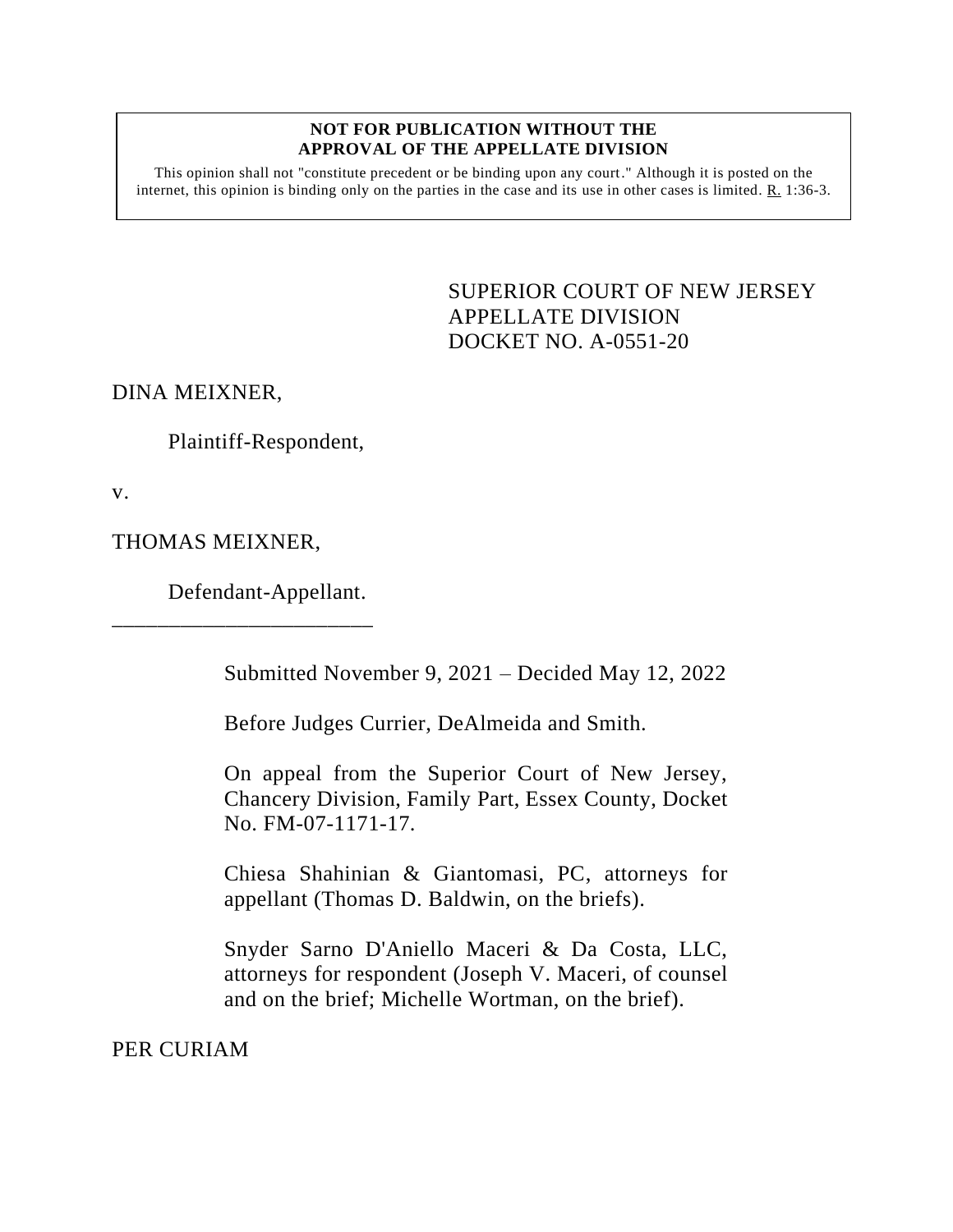**NOT FOR PUBLICATION WITHOUT THE APPROVAL OF THE APPELLATE DIVISION**

This opinion shall not "constitute precedent or be binding upon any court." Although it is posted on the internet, this opinion is binding only on the parties in the case and its use in other cases is limited. R. 1:36-3.

SUPERIOR COURT OF NEW JERSEY
APPELLATE DIVISION
DOCKET NO. A-0551-20

DINA MEIXNER,

Plaintiff-Respondent,

v.

THOMAS MEIXNER,

Defendant-Appellant.

\_\_\_\_\_\_\_\_\_\_\_\_\_\_\_\_\_\_\_\_\_\_\_\_

Submitted November 9, 2021 – Decided May 12, 2022

Before Judges Currier, DeAlmeida and Smith.

On appeal from the Superior Court of New Jersey, Chancery Division, Family Part, Essex County, Docket No. FM-07-1171-17.

Chiesa Shahinian & Giantomasi, PC, attorneys for appellant (Thomas D. Baldwin, on the briefs).

Snyder Sarno D'Aniello Maceri & Da Costa, LLC, attorneys for respondent (Joseph V. Maceri, of counsel and on the brief; Michelle Wortman, on the brief).

PER CURIAM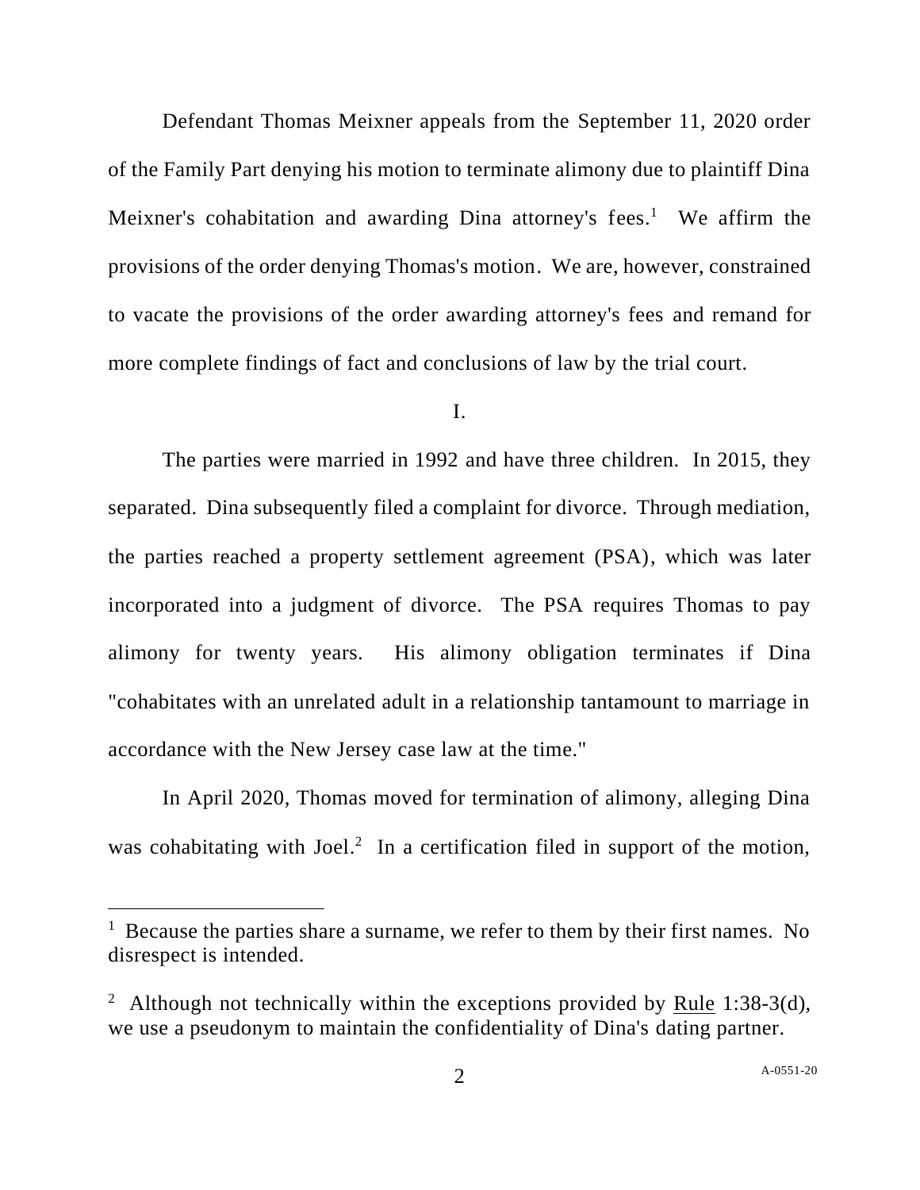Defendant Thomas Meixner appeals from the September 11, 2020 order of the Family Part denying his motion to terminate alimony due to plaintiff Dina Meixner's cohabitation and awarding Dina attorney's fees.[1] We affirm the provisions of the order denying Thomas's motion. We are, however, constrained to vacate the provisions of the order awarding attorney's fees and remand for more complete findings of fact and conclusions of law by the trial court.

I.

The parties were married in 1992 and have three children. In 2015, they separated. Dina subsequently filed a complaint for divorce. Through mediation, the parties reached a property settlement agreement (PSA), which was later incorporated into a judgment of divorce. The PSA requires Thomas to pay alimony for twenty years. His alimony obligation terminates if Dina "cohabitates with an unrelated adult in a relationship tantamount to marriage in accordance with the New Jersey case law at the time."

In April 2020, Thomas moved for termination of alimony, alleging Dina was cohabitating with Joel.[2] In a certification filed in support of the motion,

[1] Because the parties share a surname, we refer to them by their first names. No disrespect is intended.

[2] Although not technically within the exceptions provided by Rule 1:38-3(d), we use a pseudonym to maintain the confidentiality of Dina's dating partner.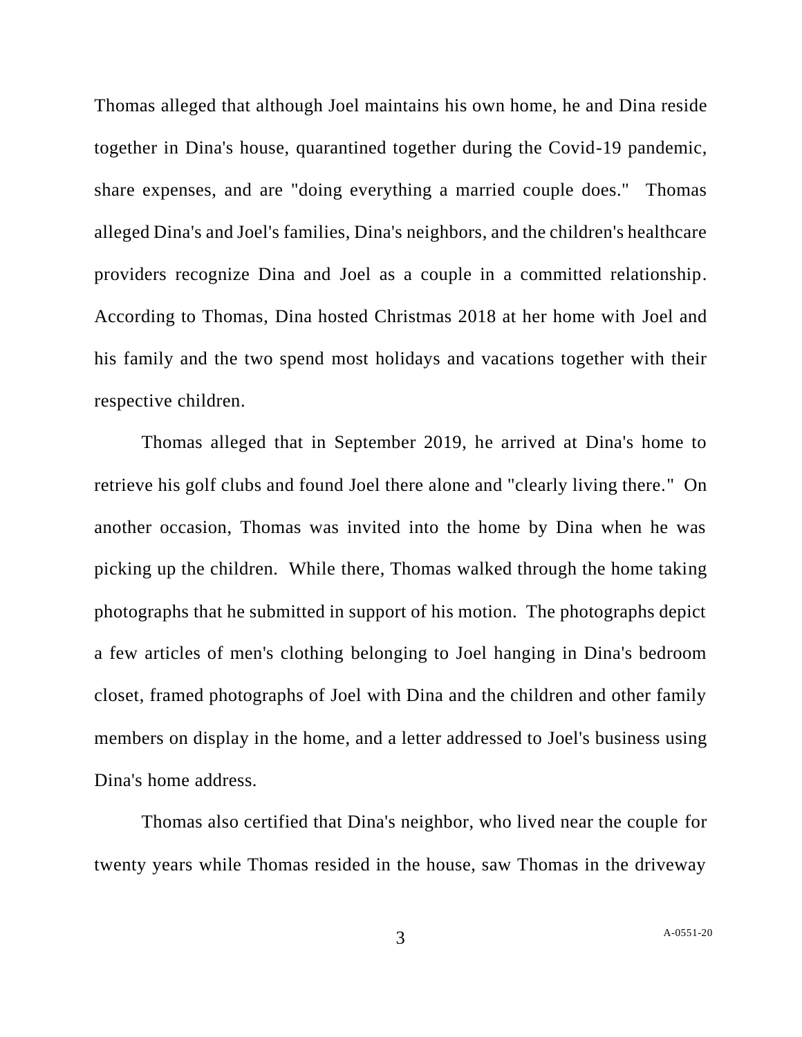Thomas alleged that although Joel maintains his own home, he and Dina reside together in Dina's house, quarantined together during the Covid-19 pandemic, share expenses, and are "doing everything a married couple does." Thomas alleged Dina's and Joel's families, Dina's neighbors, and the children's healthcare providers recognize Dina and Joel as a couple in a committed relationship. According to Thomas, Dina hosted Christmas 2018 at her home with Joel and his family and the two spend most holidays and vacations together with their respective children.

Thomas alleged that in September 2019, he arrived at Dina's home to retrieve his golf clubs and found Joel there alone and "clearly living there." On another occasion, Thomas was invited into the home by Dina when he was picking up the children. While there, Thomas walked through the home taking photographs that he submitted in support of his motion. The photographs depict a few articles of men's clothing belonging to Joel hanging in Dina's bedroom closet, framed photographs of Joel with Dina and the children and other family members on display in the home, and a letter addressed to Joel's business using Dina's home address.

Thomas also certified that Dina's neighbor, who lived near the couple for twenty years while Thomas resided in the house, saw Thomas in the driveway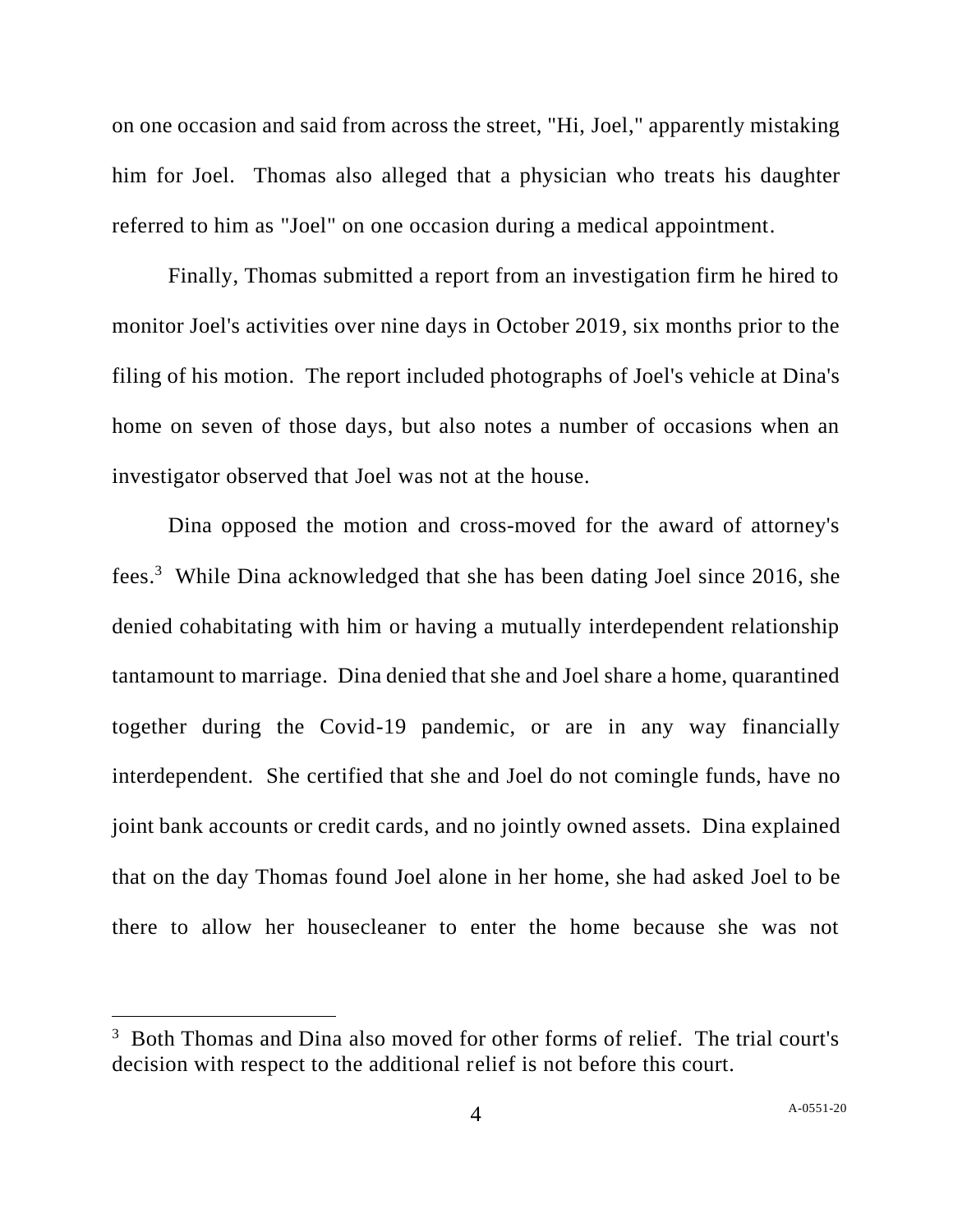on one occasion and said from across the street, "Hi, Joel," apparently mistaking him for Joel. Thomas also alleged that a physician who treats his daughter referred to him as "Joel" on one occasion during a medical appointment.

Finally, Thomas submitted a report from an investigation firm he hired to monitor Joel's activities over nine days in October 2019, six months prior to the filing of his motion. The report included photographs of Joel's vehicle at Dina's home on seven of those days, but also notes a number of occasions when an investigator observed that Joel was not at the house.

Dina opposed the motion and cross-moved for the award of attorney's fees.[3] While Dina acknowledged that she has been dating Joel since 2016, she denied cohabitating with him or having a mutually interdependent relationship tantamount to marriage. Dina denied that she and Joel share a home, quarantined together during the Covid-19 pandemic, or are in any way financially interdependent. She certified that she and Joel do not comingle funds, have no joint bank accounts or credit cards, and no jointly owned assets. Dina explained that on the day Thomas found Joel alone in her home, she had asked Joel to be there to allow her housecleaner to enter the home because she was not

[3] Both Thomas and Dina also moved for other forms of relief. The trial court's decision with respect to the additional relief is not before this court.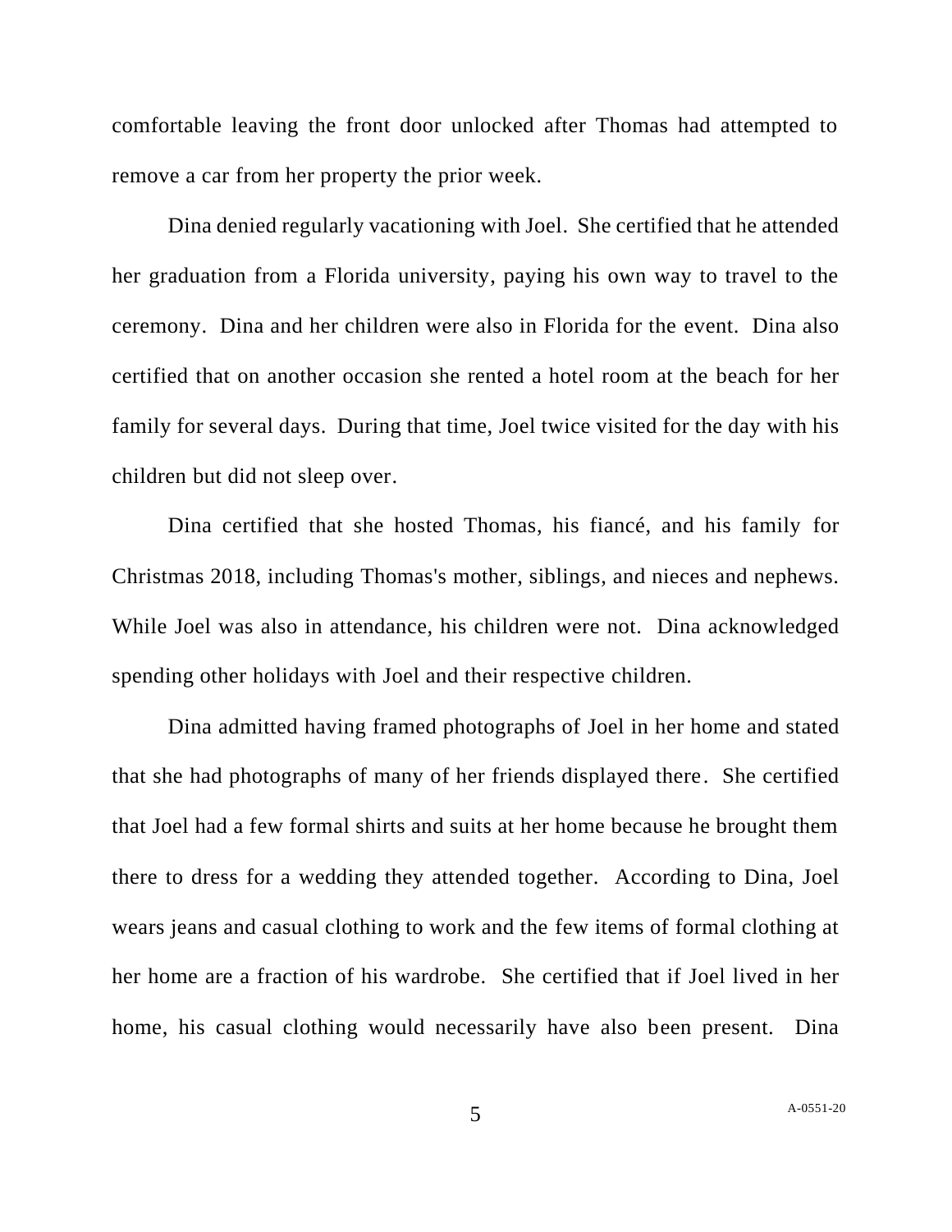comfortable leaving the front door unlocked after Thomas had attempted to remove a car from her property the prior week.

Dina denied regularly vacationing with Joel. She certified that he attended her graduation from a Florida university, paying his own way to travel to the ceremony. Dina and her children were also in Florida for the event. Dina also certified that on another occasion she rented a hotel room at the beach for her family for several days. During that time, Joel twice visited for the day with his children but did not sleep over.

Dina certified that she hosted Thomas, his fiancé, and his family for Christmas 2018, including Thomas's mother, siblings, and nieces and nephews. While Joel was also in attendance, his children were not. Dina acknowledged spending other holidays with Joel and their respective children.

Dina admitted having framed photographs of Joel in her home and stated that she had photographs of many of her friends displayed there. She certified that Joel had a few formal shirts and suits at her home because he brought them there to dress for a wedding they attended together. According to Dina, Joel wears jeans and casual clothing to work and the few items of formal clothing at her home are a fraction of his wardrobe. She certified that if Joel lived in her home, his casual clothing would necessarily have also been present. Dina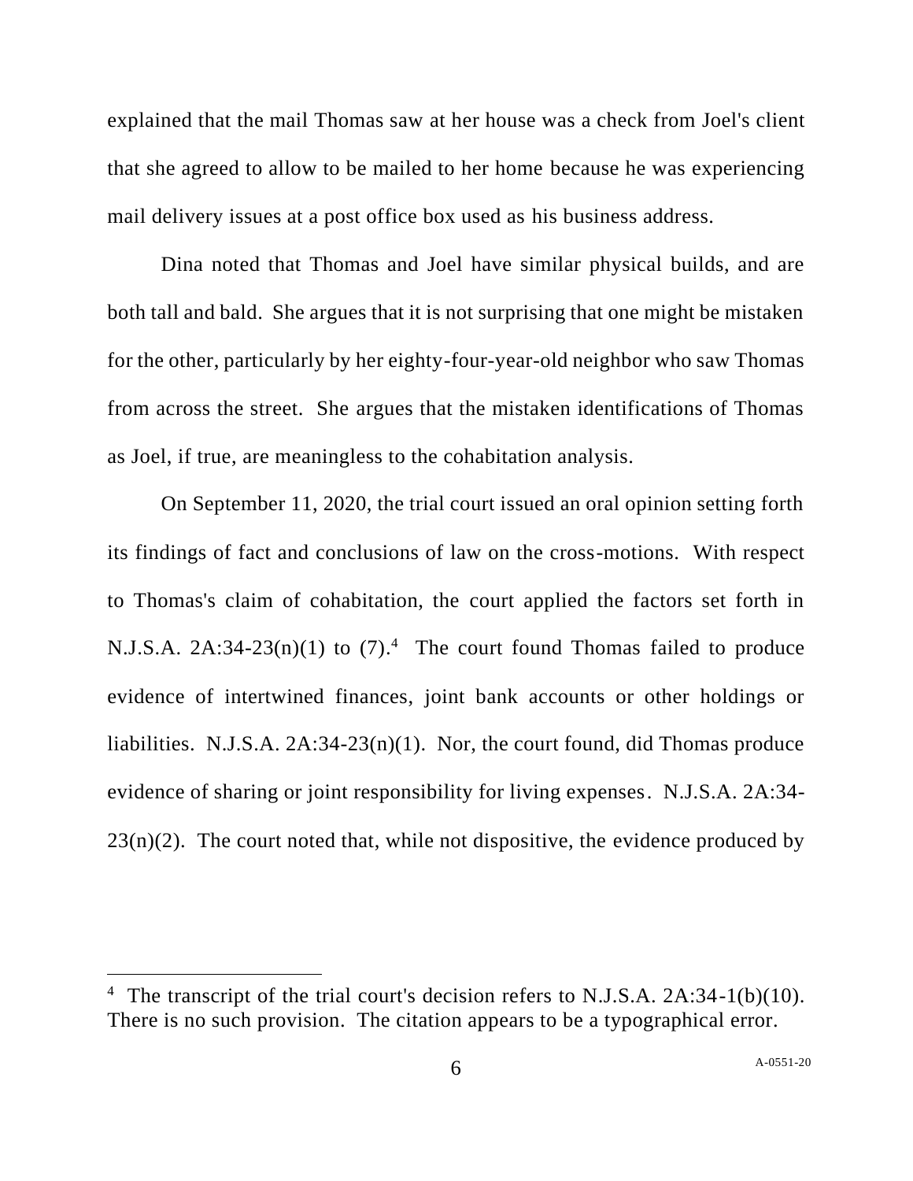explained that the mail Thomas saw at her house was a check from Joel's client that she agreed to allow to be mailed to her home because he was experiencing mail delivery issues at a post office box used as his business address.

Dina noted that Thomas and Joel have similar physical builds, and are both tall and bald. She argues that it is not surprising that one might be mistaken for the other, particularly by her eighty-four-year-old neighbor who saw Thomas from across the street. She argues that the mistaken identifications of Thomas as Joel, if true, are meaningless to the cohabitation analysis.

On September 11, 2020, the trial court issued an oral opinion setting forth its findings of fact and conclusions of law on the cross-motions. With respect to Thomas's claim of cohabitation, the court applied the factors set forth in N.J.S.A. 2A:34-23(n)(1) to (7).[4] The court found Thomas failed to produce evidence of intertwined finances, joint bank accounts or other holdings or liabilities. N.J.S.A. 2A:34-23(n)(1). Nor, the court found, did Thomas produce evidence of sharing or joint responsibility for living expenses. N.J.S.A. 2A:34-23(n)(2). The court noted that, while not dispositive, the evidence produced by

---

[4] The transcript of the trial court's decision refers to N.J.S.A. 2A:34-1(b)(10). There is no such provision. The citation appears to be a typographical error.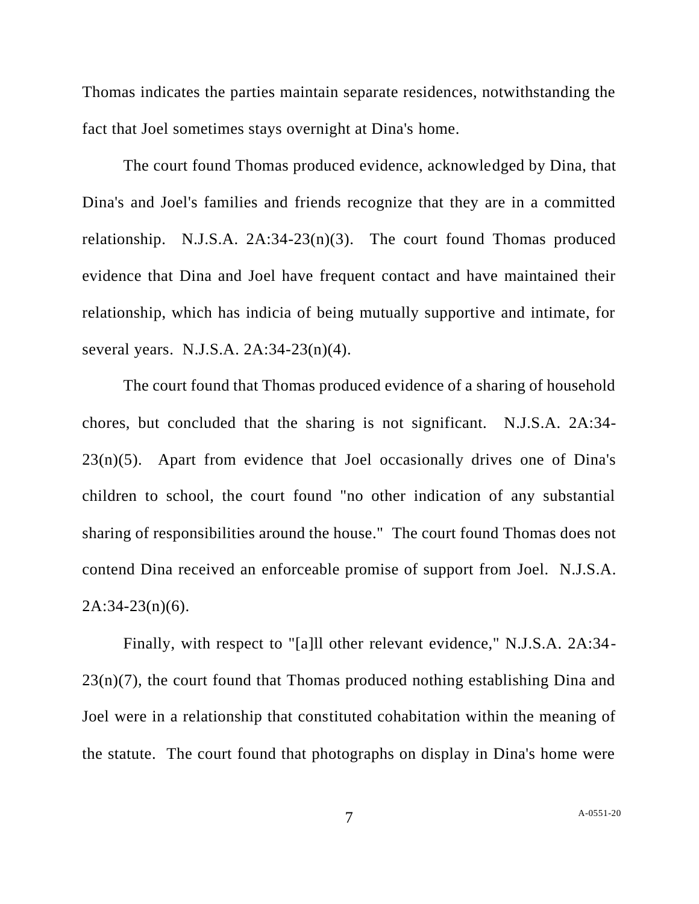Thomas indicates the parties maintain separate residences, notwithstanding the fact that Joel sometimes stays overnight at Dina's home.

The court found Thomas produced evidence, acknowledged by Dina, that Dina's and Joel's families and friends recognize that they are in a committed relationship. N.J.S.A. 2A:34-23(n)(3). The court found Thomas produced evidence that Dina and Joel have frequent contact and have maintained their relationship, which has indicia of being mutually supportive and intimate, for several years. N.J.S.A. 2A:34-23(n)(4).

The court found that Thomas produced evidence of a sharing of household chores, but concluded that the sharing is not significant. N.J.S.A. 2A:34-23(n)(5). Apart from evidence that Joel occasionally drives one of Dina's children to school, the court found "no other indication of any substantial sharing of responsibilities around the house." The court found Thomas does not contend Dina received an enforceable promise of support from Joel. N.J.S.A. 2A:34-23(n)(6).

Finally, with respect to "[a]ll other relevant evidence," N.J.S.A. 2A:34-23(n)(7), the court found that Thomas produced nothing establishing Dina and Joel were in a relationship that constituted cohabitation within the meaning of the statute. The court found that photographs on display in Dina's home were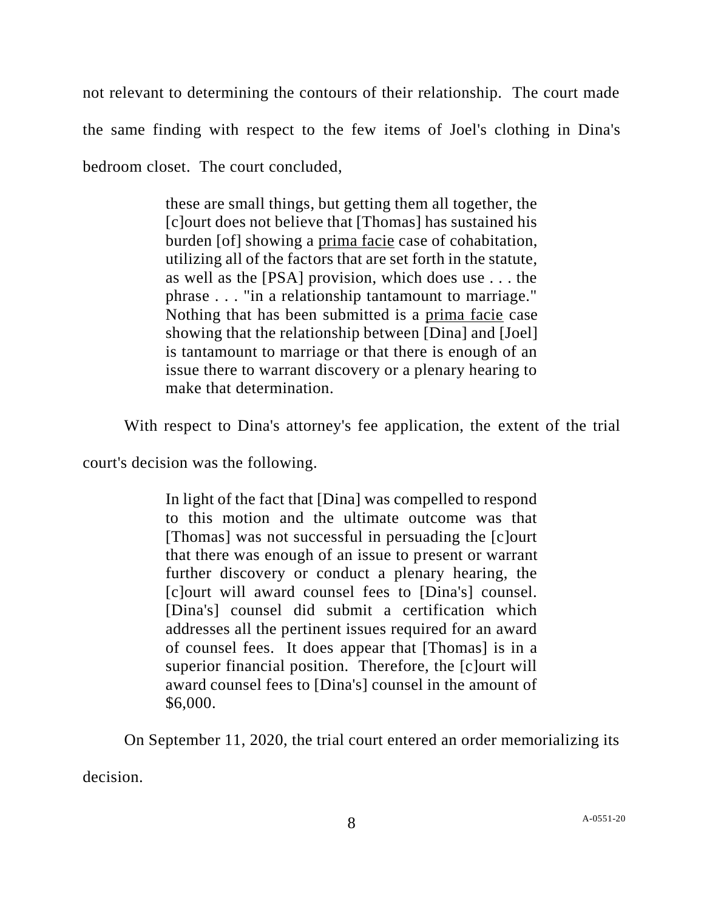not relevant to determining the contours of their relationship. The court made the same finding with respect to the few items of Joel's clothing in Dina's bedroom closet. The court concluded,

> these are small things, but getting them all together, the [c]ourt does not believe that [Thomas] has sustained his burden [of] showing a <u>prima facie</u> case of cohabitation, utilizing all of the factors that are set forth in the statute, as well as the [PSA] provision, which does use . . . the phrase . . . "in a relationship tantamount to marriage." Nothing that has been submitted is a <u>prima facie</u> case showing that the relationship between [Dina] and [Joel] is tantamount to marriage or that there is enough of an issue there to warrant discovery or a plenary hearing to make that determination.

With respect to Dina's attorney's fee application, the extent of the trial court's decision was the following.

> In light of the fact that [Dina] was compelled to respond to this motion and the ultimate outcome was that [Thomas] was not successful in persuading the [c]ourt that there was enough of an issue to present or warrant further discovery or conduct a plenary hearing, the [c]ourt will award counsel fees to [Dina's] counsel. [Dina's] counsel did submit a certification which addresses all the pertinent issues required for an award of counsel fees. It does appear that [Thomas] is in a superior financial position. Therefore, the [c]ourt will award counsel fees to [Dina's] counsel in the amount of $6,000.

On September 11, 2020, the trial court entered an order memorializing its decision.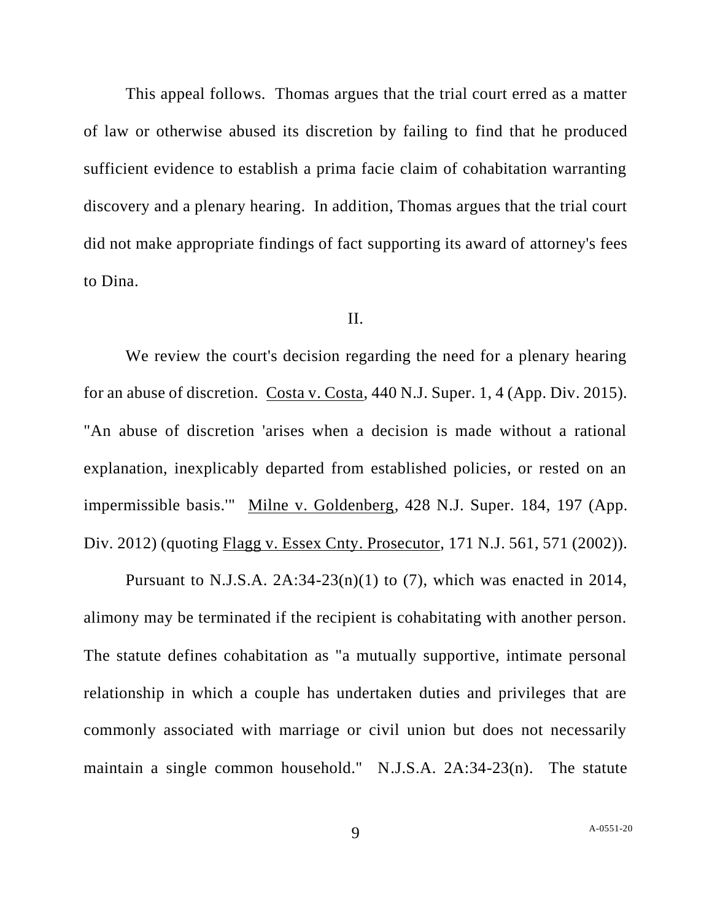This appeal follows. Thomas argues that the trial court erred as a matter of law or otherwise abused its discretion by failing to find that he produced sufficient evidence to establish a prima facie claim of cohabitation warranting discovery and a plenary hearing. In addition, Thomas argues that the trial court did not make appropriate findings of fact supporting its award of attorney's fees to Dina.

## II.

We review the court's decision regarding the need for a plenary hearing for an abuse of discretion. Costa v. Costa, 440 N.J. Super. 1, 4 (App. Div. 2015). "An abuse of discretion 'arises when a decision is made without a rational explanation, inexplicably departed from established policies, or rested on an impermissible basis.'" Milne v. Goldenberg, 428 N.J. Super. 184, 197 (App. Div. 2012) (quoting Flagg v. Essex Cnty. Prosecutor, 171 N.J. 561, 571 (2002)).

Pursuant to N.J.S.A. 2A:34-23(n)(1) to (7), which was enacted in 2014, alimony may be terminated if the recipient is cohabitating with another person. The statute defines cohabitation as "a mutually supportive, intimate personal relationship in which a couple has undertaken duties and privileges that are commonly associated with marriage or civil union but does not necessarily maintain a single common household." N.J.S.A. 2A:34-23(n). The statute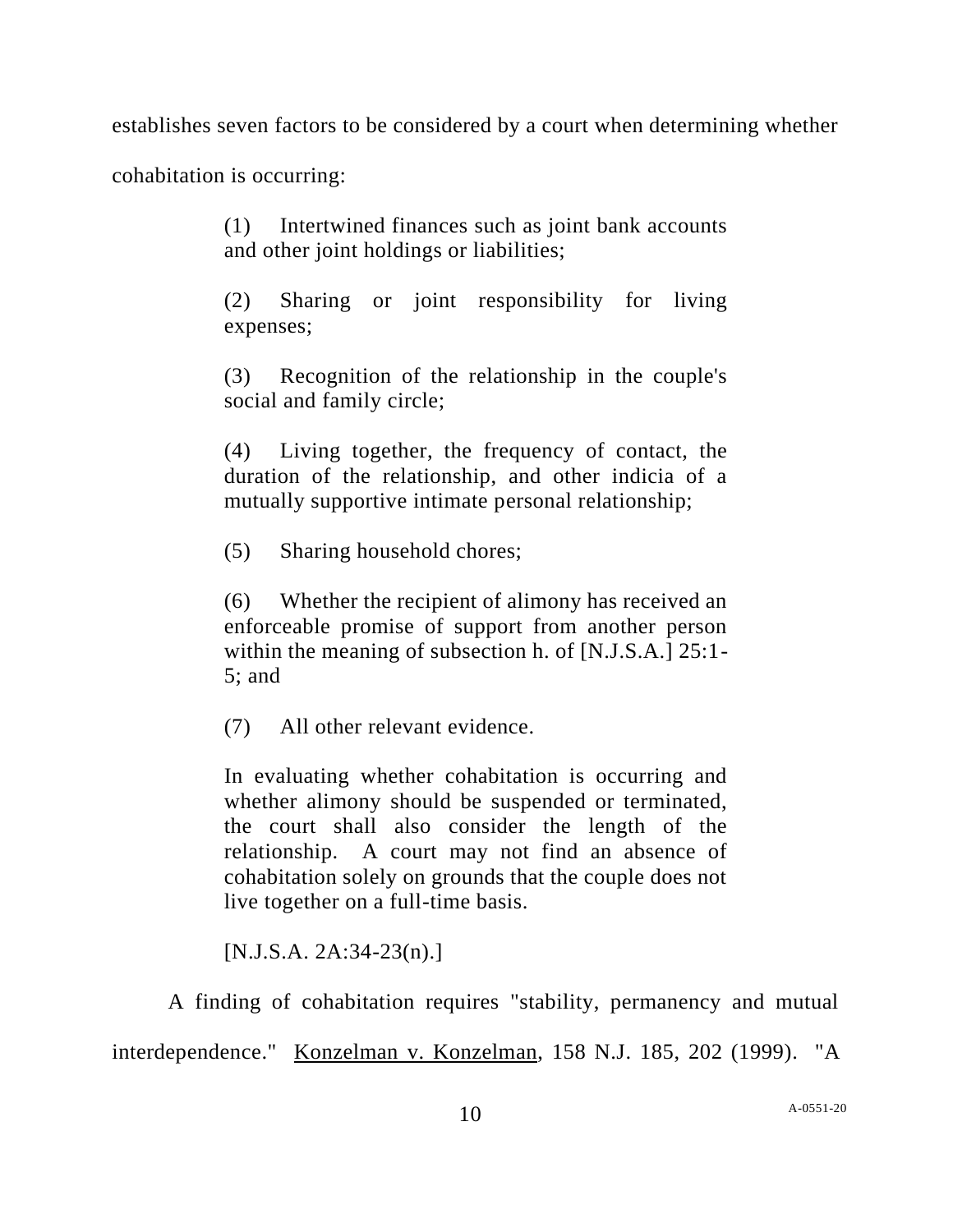establishes seven factors to be considered by a court when determining whether cohabitation is occurring:

> (1) Intertwined finances such as joint bank accounts and other joint holdings or liabilities;
>
> (2) Sharing or joint responsibility for living expenses;
>
> (3) Recognition of the relationship in the couple's social and family circle;
>
> (4) Living together, the frequency of contact, the duration of the relationship, and other indicia of a mutually supportive intimate personal relationship;
>
> (5) Sharing household chores;
>
> (6) Whether the recipient of alimony has received an enforceable promise of support from another person within the meaning of subsection h. of [N.J.S.A.] 25:1-5; and
>
> (7) All other relevant evidence.
>
> In evaluating whether cohabitation is occurring and whether alimony should be suspended or terminated, the court shall also consider the length of the relationship. A court may not find an absence of cohabitation solely on grounds that the couple does not live together on a full-time basis.
>
> [N.J.S.A. 2A:34-23(n).]

A finding of cohabitation requires "stability, permanency and mutual interdependence." Konzelman v. Konzelman, 158 N.J. 185, 202 (1999). "A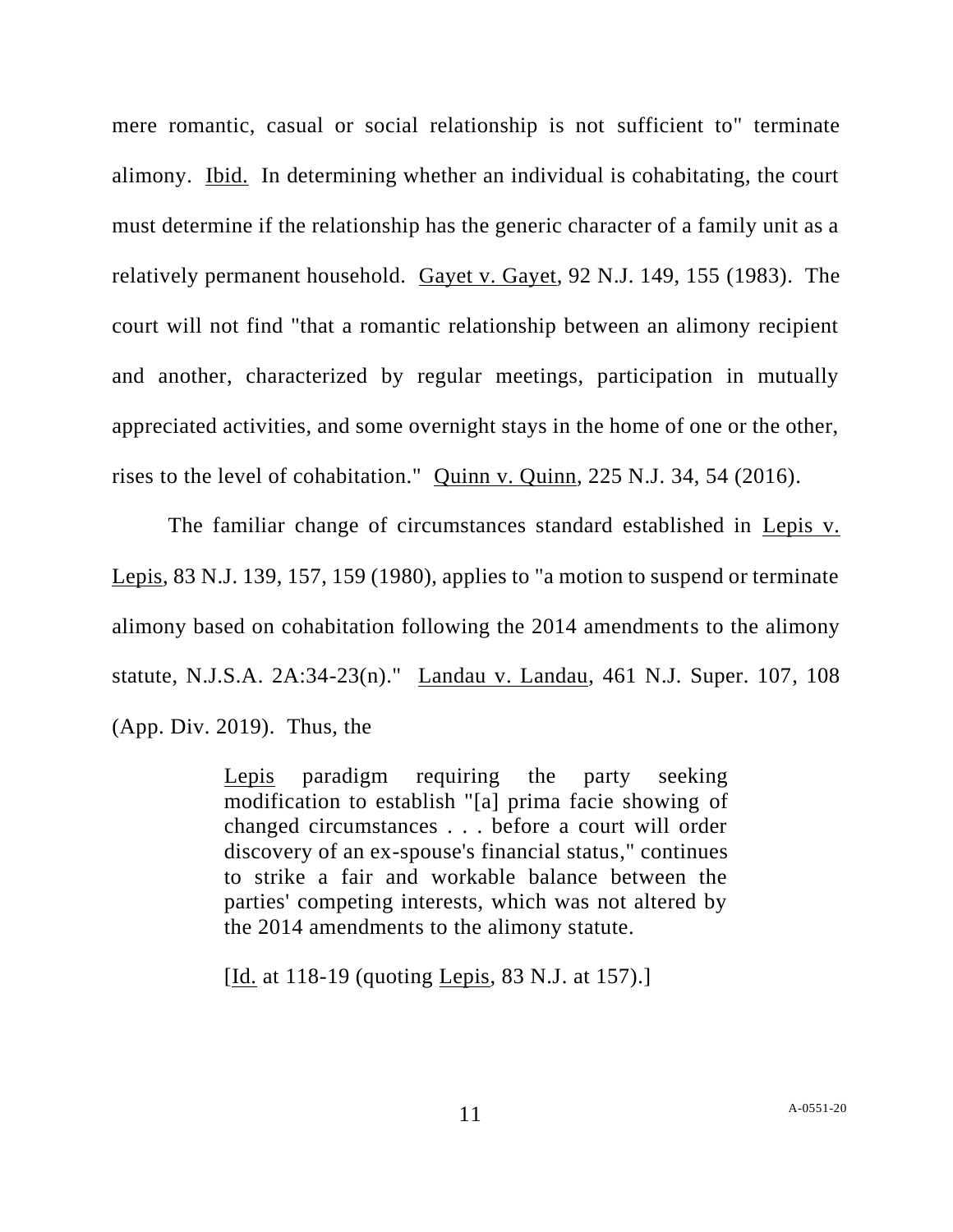mere romantic, casual or social relationship is not sufficient to" terminate alimony. Ibid. In determining whether an individual is cohabitating, the court must determine if the relationship has the generic character of a family unit as a relatively permanent household. Gayet v. Gayet, 92 N.J. 149, 155 (1983). The court will not find "that a romantic relationship between an alimony recipient and another, characterized by regular meetings, participation in mutually appreciated activities, and some overnight stays in the home of one or the other, rises to the level of cohabitation." Quinn v. Quinn, 225 N.J. 34, 54 (2016).

The familiar change of circumstances standard established in Lepis v. Lepis, 83 N.J. 139, 157, 159 (1980), applies to "a motion to suspend or terminate alimony based on cohabitation following the 2014 amendments to the alimony statute, N.J.S.A. 2A:34-23(n)." Landau v. Landau, 461 N.J. Super. 107, 108 (App. Div. 2019). Thus, the

> Lepis paradigm requiring the party seeking modification to establish "[a] prima facie showing of changed circumstances . . . before a court will order discovery of an ex-spouse's financial status," continues to strike a fair and workable balance between the parties' competing interests, which was not altered by the 2014 amendments to the alimony statute.
>
> [Id. at 118-19 (quoting Lepis, 83 N.J. at 157).]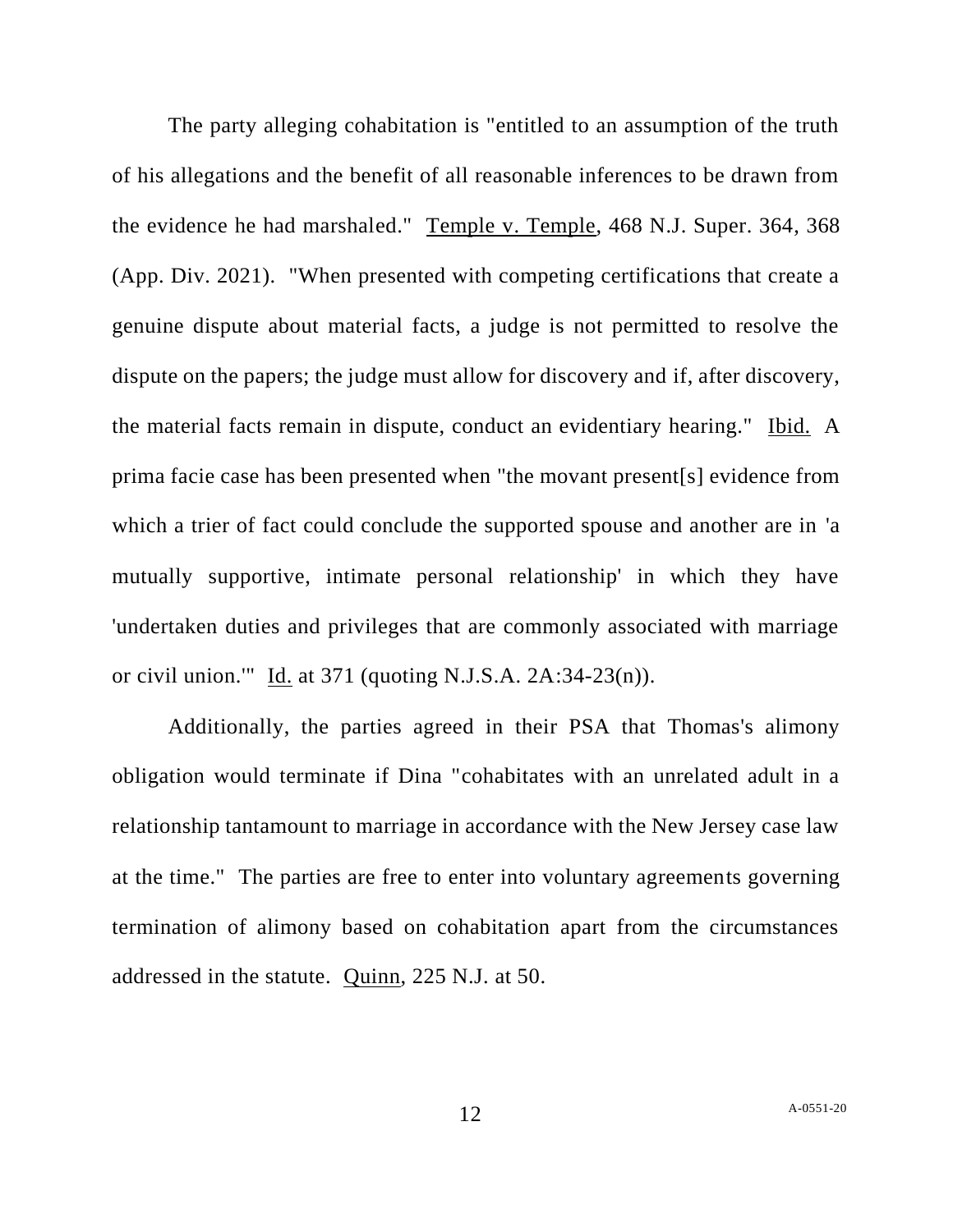The party alleging cohabitation is "entitled to an assumption of the truth of his allegations and the benefit of all reasonable inferences to be drawn from the evidence he had marshaled." Temple v. Temple, 468 N.J. Super. 364, 368 (App. Div. 2021). "When presented with competing certifications that create a genuine dispute about material facts, a judge is not permitted to resolve the dispute on the papers; the judge must allow for discovery and if, after discovery, the material facts remain in dispute, conduct an evidentiary hearing." Ibid. A prima facie case has been presented when "the movant present[s] evidence from which a trier of fact could conclude the supported spouse and another are in 'a mutually supportive, intimate personal relationship' in which they have 'undertaken duties and privileges that are commonly associated with marriage or civil union.'" Id. at 371 (quoting N.J.S.A. 2A:34-23(n)).

Additionally, the parties agreed in their PSA that Thomas's alimony obligation would terminate if Dina "cohabitates with an unrelated adult in a relationship tantamount to marriage in accordance with the New Jersey case law at the time." The parties are free to enter into voluntary agreements governing termination of alimony based on cohabitation apart from the circumstances addressed in the statute. Quinn, 225 N.J. at 50.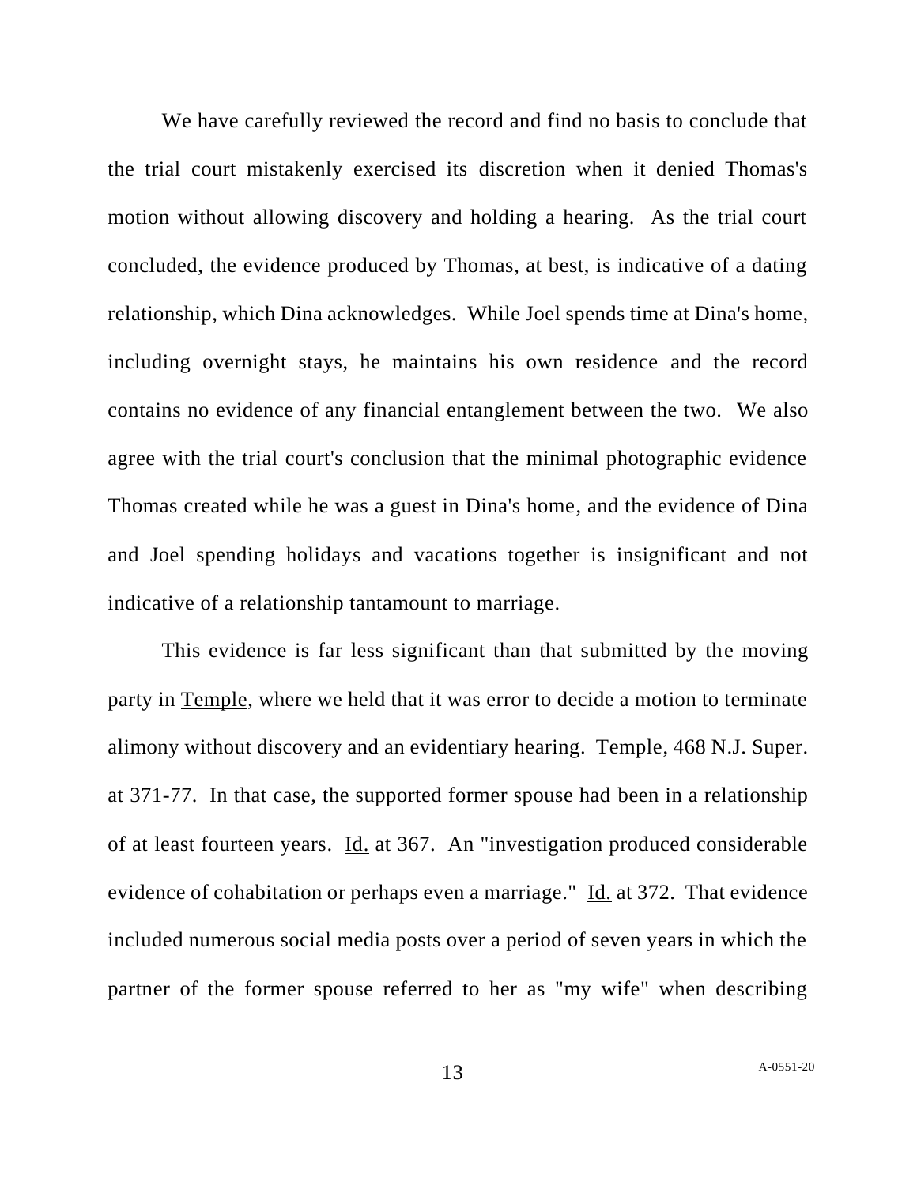We have carefully reviewed the record and find no basis to conclude that the trial court mistakenly exercised its discretion when it denied Thomas's motion without allowing discovery and holding a hearing. As the trial court concluded, the evidence produced by Thomas, at best, is indicative of a dating relationship, which Dina acknowledges. While Joel spends time at Dina's home, including overnight stays, he maintains his own residence and the record contains no evidence of any financial entanglement between the two. We also agree with the trial court's conclusion that the minimal photographic evidence Thomas created while he was a guest in Dina's home, and the evidence of Dina and Joel spending holidays and vacations together is insignificant and not indicative of a relationship tantamount to marriage.

This evidence is far less significant than that submitted by the moving party in Temple, where we held that it was error to decide a motion to terminate alimony without discovery and an evidentiary hearing. Temple, 468 N.J. Super. at 371-77. In that case, the supported former spouse had been in a relationship of at least fourteen years. Id. at 367. An "investigation produced considerable evidence of cohabitation or perhaps even a marriage." Id. at 372. That evidence included numerous social media posts over a period of seven years in which the partner of the former spouse referred to her as "my wife" when describing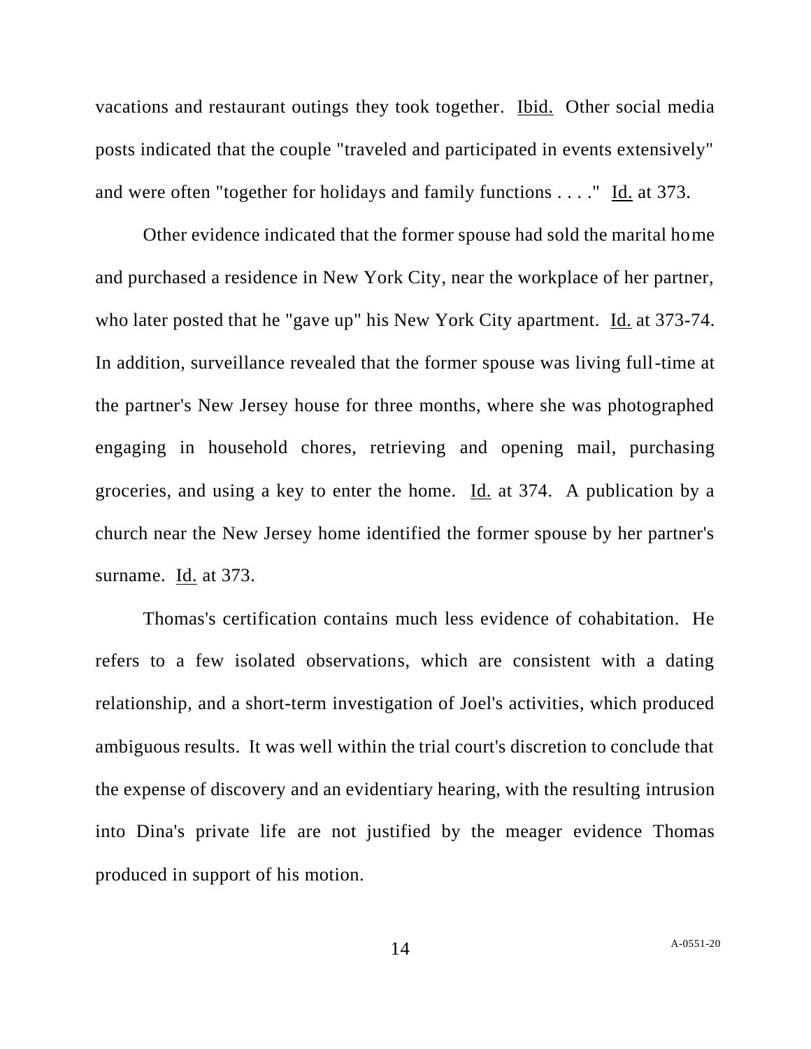vacations and restaurant outings they took together. Ibid. Other social media posts indicated that the couple "traveled and participated in events extensively" and were often "together for holidays and family functions . . . ." Id. at 373.

Other evidence indicated that the former spouse had sold the marital home and purchased a residence in New York City, near the workplace of her partner, who later posted that he "gave up" his New York City apartment. Id. at 373-74. In addition, surveillance revealed that the former spouse was living full-time at the partner's New Jersey house for three months, where she was photographed engaging in household chores, retrieving and opening mail, purchasing groceries, and using a key to enter the home. Id. at 374. A publication by a church near the New Jersey home identified the former spouse by her partner's surname. Id. at 373.

Thomas's certification contains much less evidence of cohabitation. He refers to a few isolated observations, which are consistent with a dating relationship, and a short-term investigation of Joel's activities, which produced ambiguous results. It was well within the trial court's discretion to conclude that the expense of discovery and an evidentiary hearing, with the resulting intrusion into Dina's private life are not justified by the meager evidence Thomas produced in support of his motion.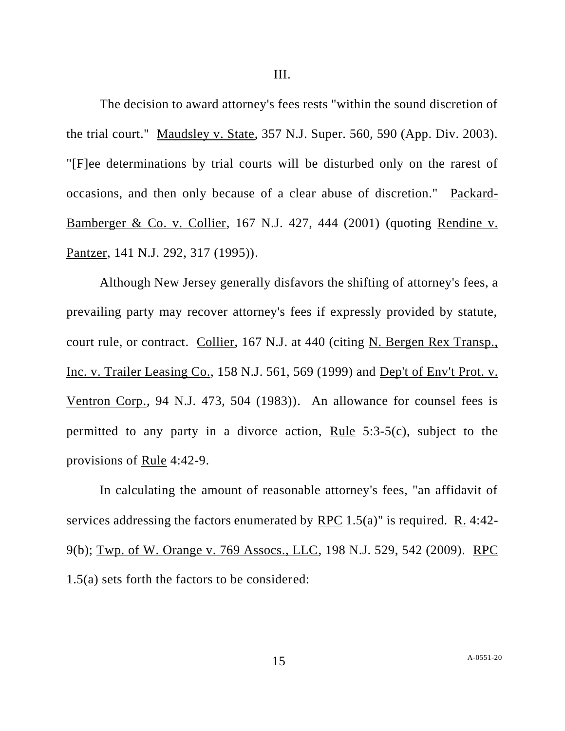III.

The decision to award attorney's fees rests "within the sound discretion of the trial court." Maudsley v. State, 357 N.J. Super. 560, 590 (App. Div. 2003). "[F]ee determinations by trial courts will be disturbed only on the rarest of occasions, and then only because of a clear abuse of discretion." Packard-Bamberger & Co. v. Collier, 167 N.J. 427, 444 (2001) (quoting Rendine v. Pantzer, 141 N.J. 292, 317 (1995)).

Although New Jersey generally disfavors the shifting of attorney's fees, a prevailing party may recover attorney's fees if expressly provided by statute, court rule, or contract. Collier, 167 N.J. at 440 (citing N. Bergen Rex Transp., Inc. v. Trailer Leasing Co., 158 N.J. 561, 569 (1999) and Dep't of Env't Prot. v. Ventron Corp., 94 N.J. 473, 504 (1983)). An allowance for counsel fees is permitted to any party in a divorce action, Rule 5:3-5(c), subject to the provisions of Rule 4:42-9.

In calculating the amount of reasonable attorney's fees, "an affidavit of services addressing the factors enumerated by RPC 1.5(a)" is required. R. 4:42-9(b); Twp. of W. Orange v. 769 Assocs., LLC, 198 N.J. 529, 542 (2009). RPC 1.5(a) sets forth the factors to be considered: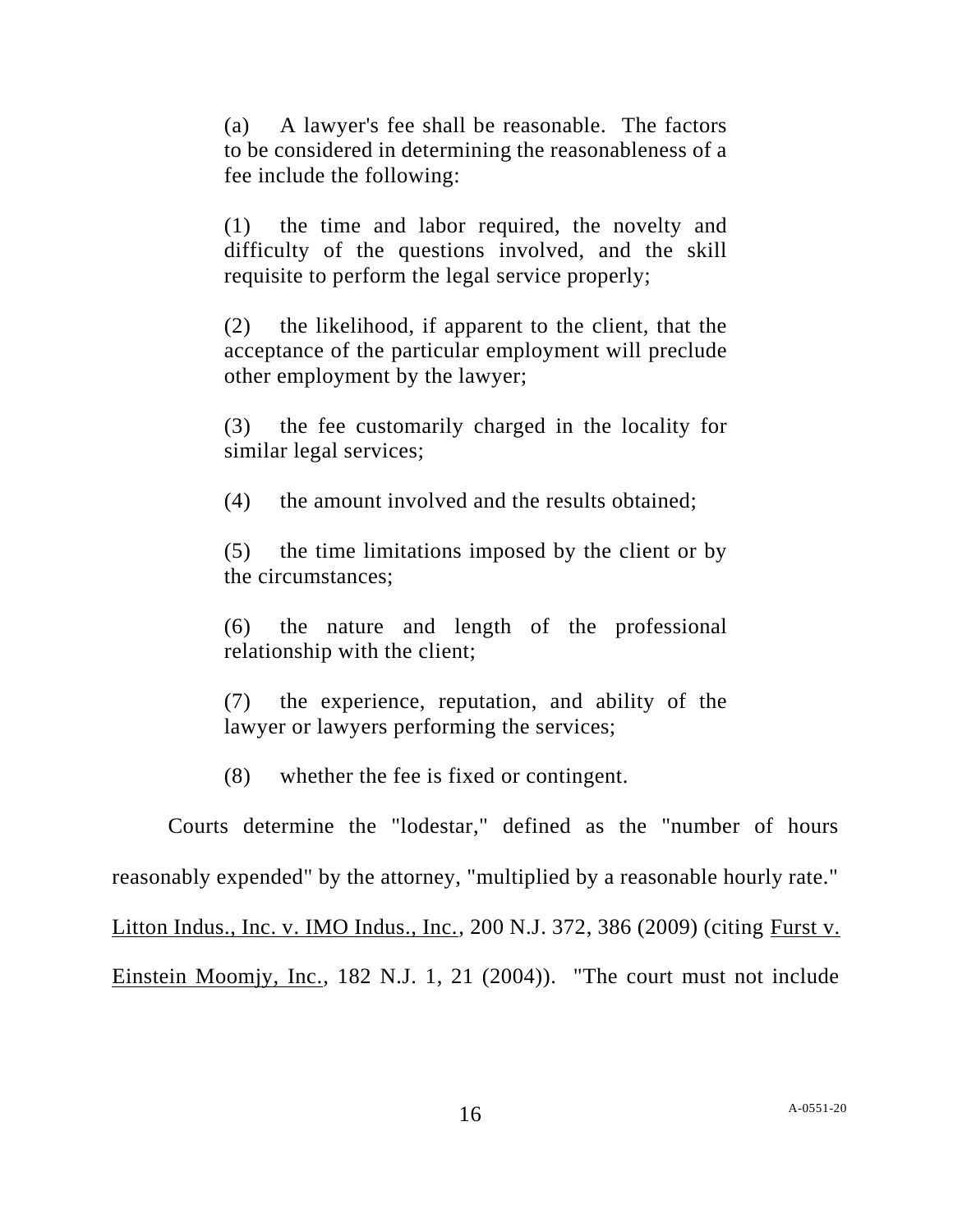> (a) A lawyer's fee shall be reasonable. The factors to be considered in determining the reasonableness of a fee include the following:
>
> (1) the time and labor required, the novelty and difficulty of the questions involved, and the skill requisite to perform the legal service properly;
>
> (2) the likelihood, if apparent to the client, that the acceptance of the particular employment will preclude other employment by the lawyer;
>
> (3) the fee customarily charged in the locality for similar legal services;
>
> (4) the amount involved and the results obtained;
>
> (5) the time limitations imposed by the client or by the circumstances;
>
> (6) the nature and length of the professional relationship with the client;
>
> (7) the experience, reputation, and ability of the lawyer or lawyers performing the services;
>
> (8) whether the fee is fixed or contingent.

Courts determine the "lodestar," defined as the "number of hours reasonably expended" by the attorney, "multiplied by a reasonable hourly rate." Litton Indus., Inc. v. IMO Indus., Inc., 200 N.J. 372, 386 (2009) (citing Furst v. Einstein Moomjy, Inc., 182 N.J. 1, 21 (2004)). "The court must not include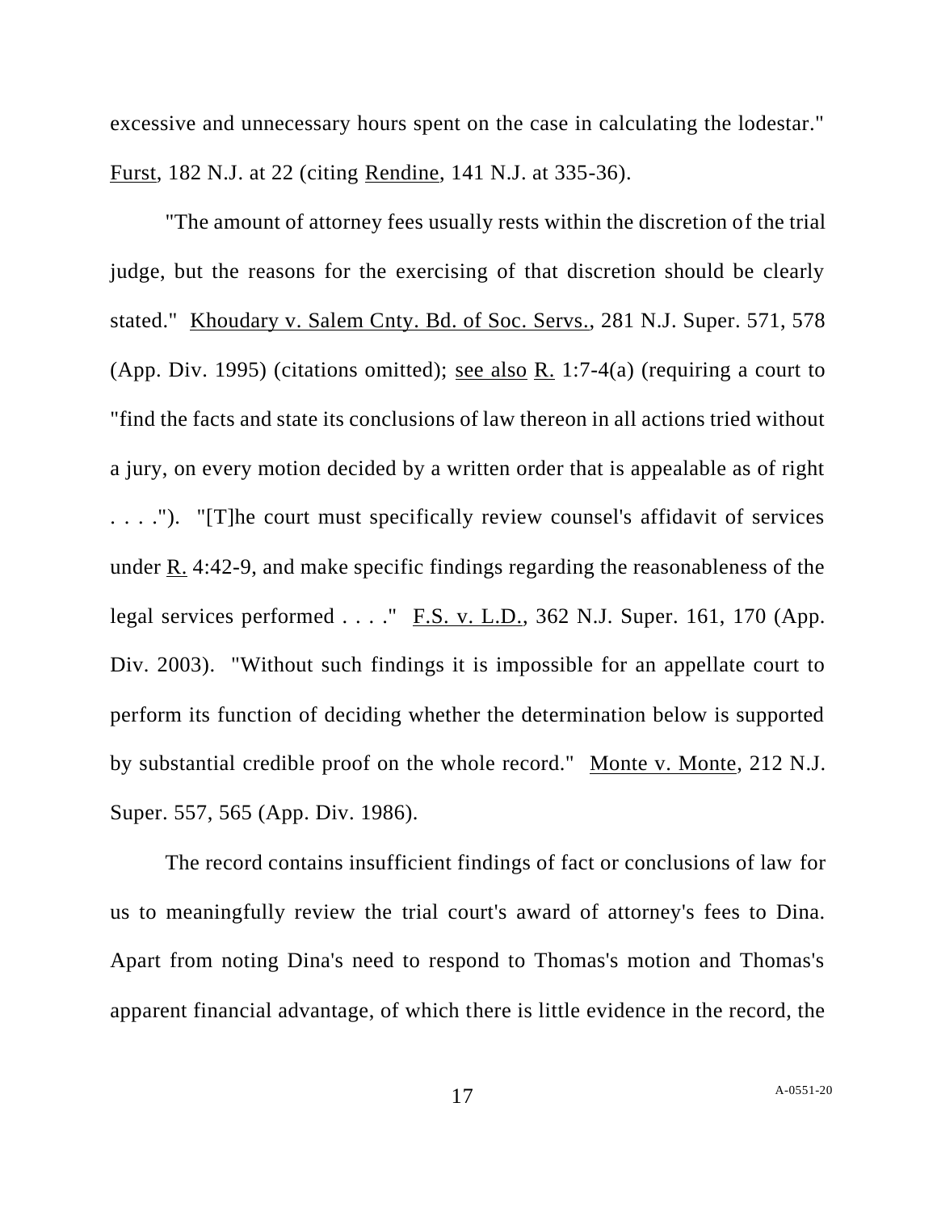excessive and unnecessary hours spent on the case in calculating the lodestar." Furst, 182 N.J. at 22 (citing Rendine, 141 N.J. at 335-36).

"The amount of attorney fees usually rests within the discretion of the trial judge, but the reasons for the exercising of that discretion should be clearly stated." Khoudary v. Salem Cnty. Bd. of Soc. Servs., 281 N.J. Super. 571, 578 (App. Div. 1995) (citations omitted); see also R. 1:7-4(a) (requiring a court to "find the facts and state its conclusions of law thereon in all actions tried without a jury, on every motion decided by a written order that is appealable as of right . . . ."). "[T]he court must specifically review counsel's affidavit of services under R. 4:42-9, and make specific findings regarding the reasonableness of the legal services performed . . . ." F.S. v. L.D., 362 N.J. Super. 161, 170 (App. Div. 2003). "Without such findings it is impossible for an appellate court to perform its function of deciding whether the determination below is supported by substantial credible proof on the whole record." Monte v. Monte, 212 N.J. Super. 557, 565 (App. Div. 1986).

The record contains insufficient findings of fact or conclusions of law for us to meaningfully review the trial court's award of attorney's fees to Dina. Apart from noting Dina's need to respond to Thomas's motion and Thomas's apparent financial advantage, of which there is little evidence in the record, the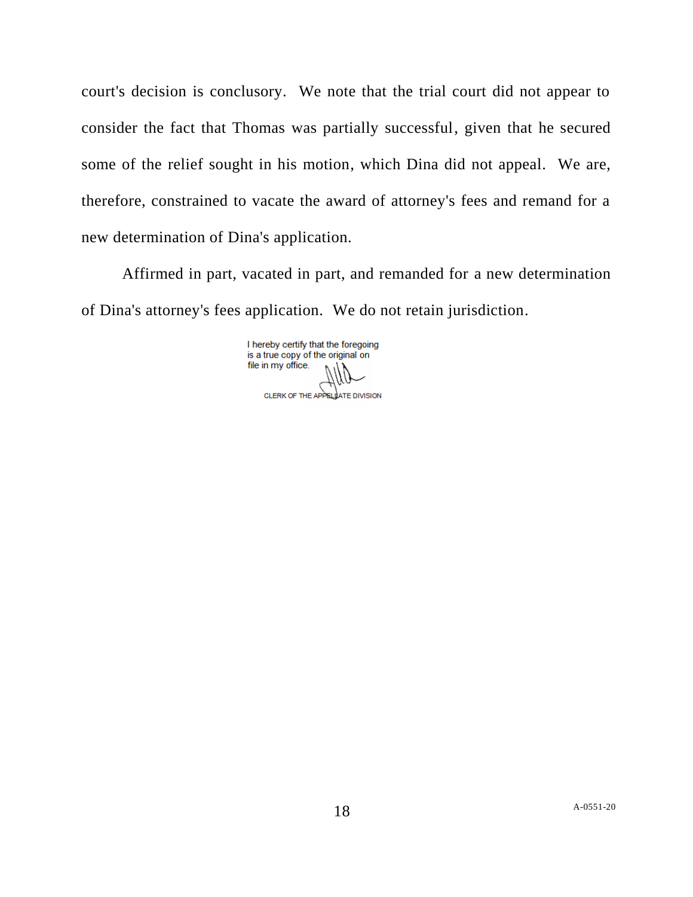court's decision is conclusory. We note that the trial court did not appear to consider the fact that Thomas was partially successful, given that he secured some of the relief sought in his motion, which Dina did not appeal. We are, therefore, constrained to vacate the award of attorney's fees and remand for a new determination of Dina's application.

Affirmed in part, vacated in part, and remanded for a new determination of Dina's attorney's fees application. We do not retain jurisdiction.

I hereby certify that the foregoing is a true copy of the original on file in my office.

CLERK OF THE APPELLATE DIVISION